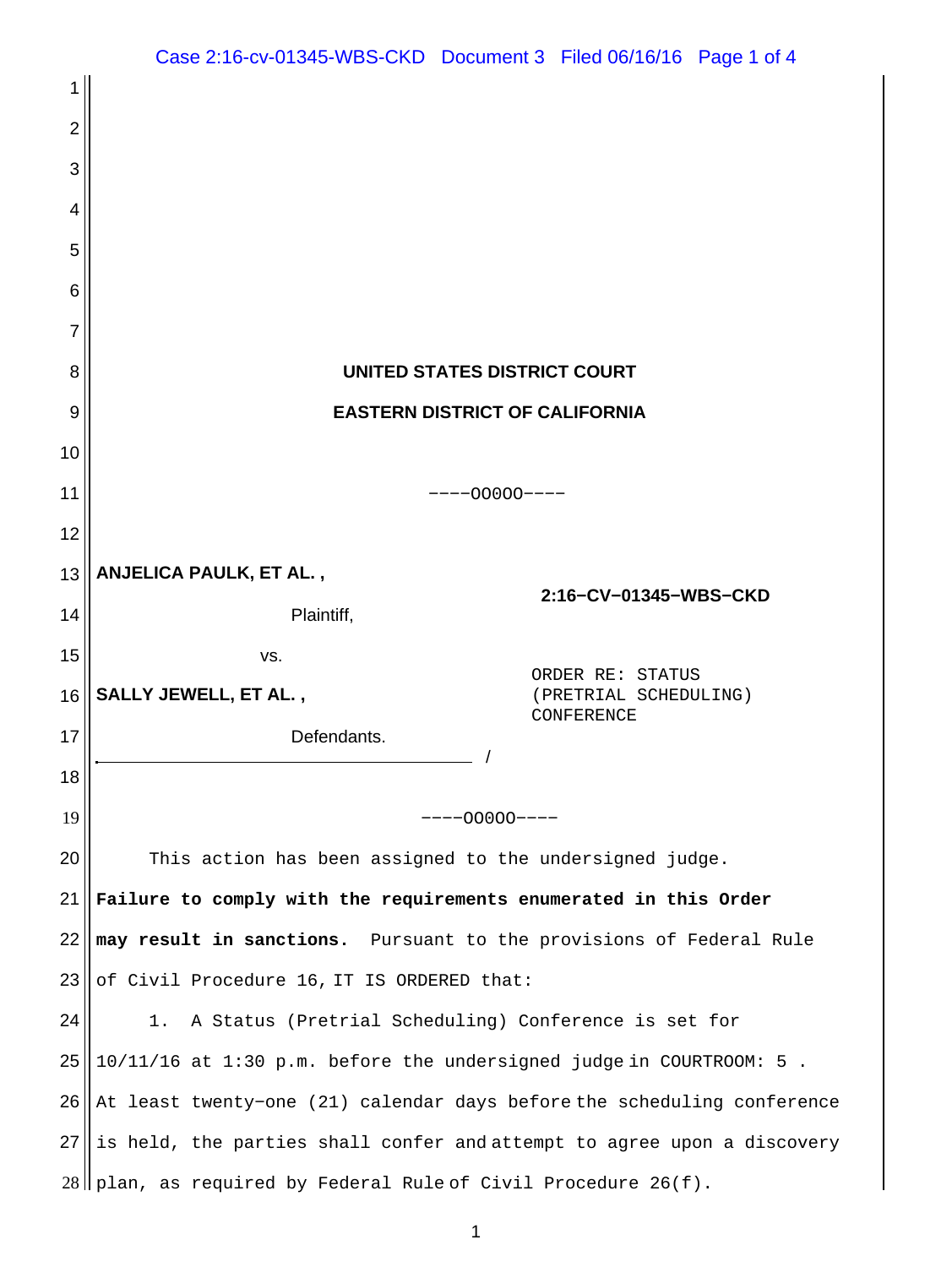UNITED STATES DISTRICT COURT

EASTERN DISTRICT OF CALIFORNIA

----00000----

ANJELICA PAULK, ET AL. ,

Plaintiff,

vs.

SALLY JEWELL, ET AL. ,

Defendants.

/

2:16−CV−01345−WBS−CKD

ORDER RE: STATUS (PRETRIAL SCHEDULING) CONFERENCE

----00000----

This action has been assigned to the undersigned judge. **Failure to comply with the requirements enumerated in this Order may result in sanctions.** Pursuant to the provisions of Federal Rule of Civil Procedure 16, IT IS ORDERED that:

1. A Status (Pretrial Scheduling) Conference is set for 10/11/16 at 1:30 p.m. before the undersigned judge in COURTROOM: 5 . At least twenty−one (21) calendar days before the scheduling conference is held, the parties shall confer and attempt to agree upon a discovery plan, as required by Federal Rule of Civil Procedure 26(f).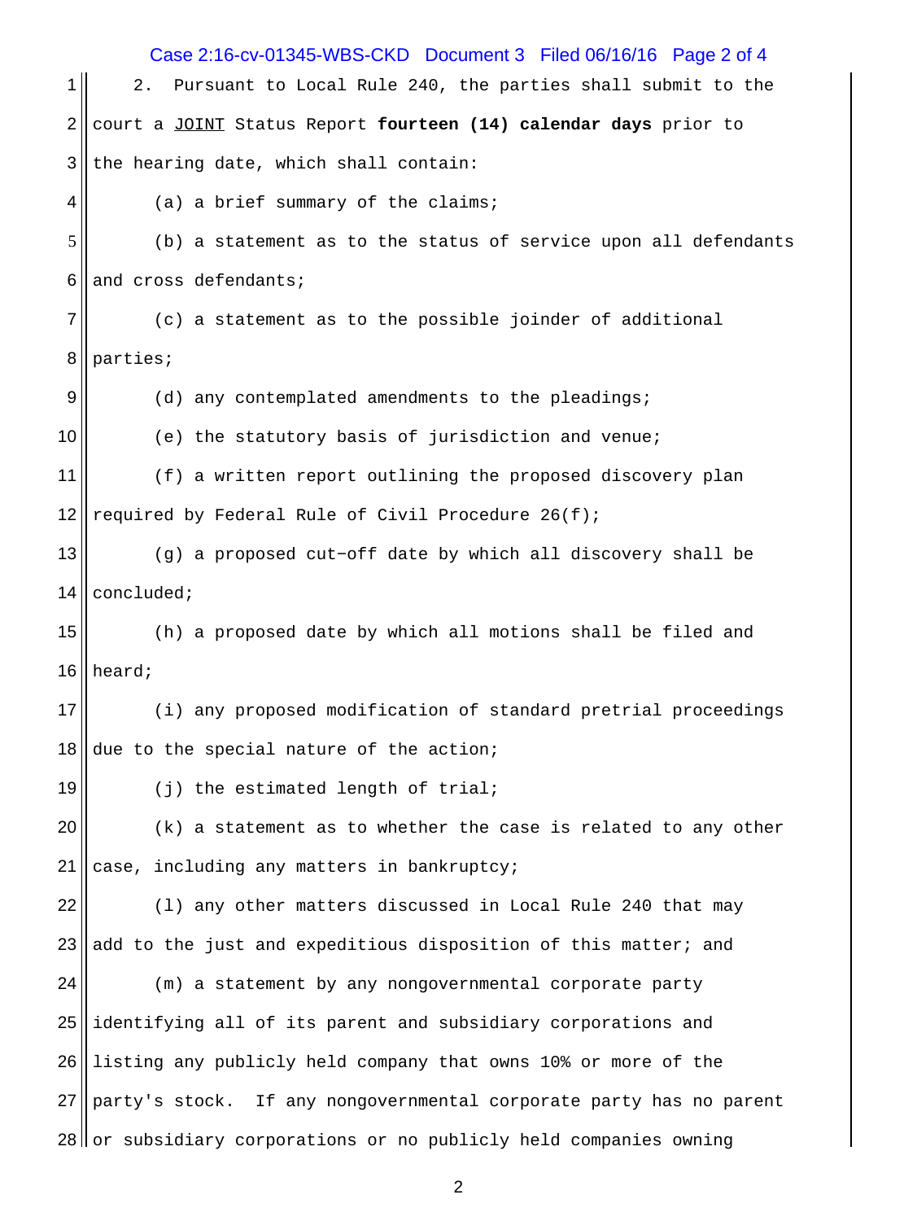2. Pursuant to Local Rule 240, the parties shall submit to the court a JOINT Status Report **fourteen (14) calendar days** prior to the hearing date, which shall contain:

(a) a brief summary of the claims;

(b) a statement as to the status of service upon all defendants and cross defendants;

(c) a statement as to the possible joinder of additional parties;

(d) any contemplated amendments to the pleadings;

(e) the statutory basis of jurisdiction and venue;

(f) a written report outlining the proposed discovery plan required by Federal Rule of Civil Procedure 26(f);

(g) a proposed cut-off date by which all discovery shall be concluded;

(h) a proposed date by which all motions shall be filed and heard;

(i) any proposed modification of standard pretrial proceedings due to the special nature of the action;

(j) the estimated length of trial;

(k) a statement as to whether the case is related to any other case, including any matters in bankruptcy;

(l) any other matters discussed in Local Rule 240 that may add to the just and expeditious disposition of this matter; and

(m) a statement by any nongovernmental corporate party identifying all of its parent and subsidiary corporations and listing any publicly held company that owns 10% or more of the party's stock. If any nongovernmental corporate party has no parent or subsidiary corporations or no publicly held companies owning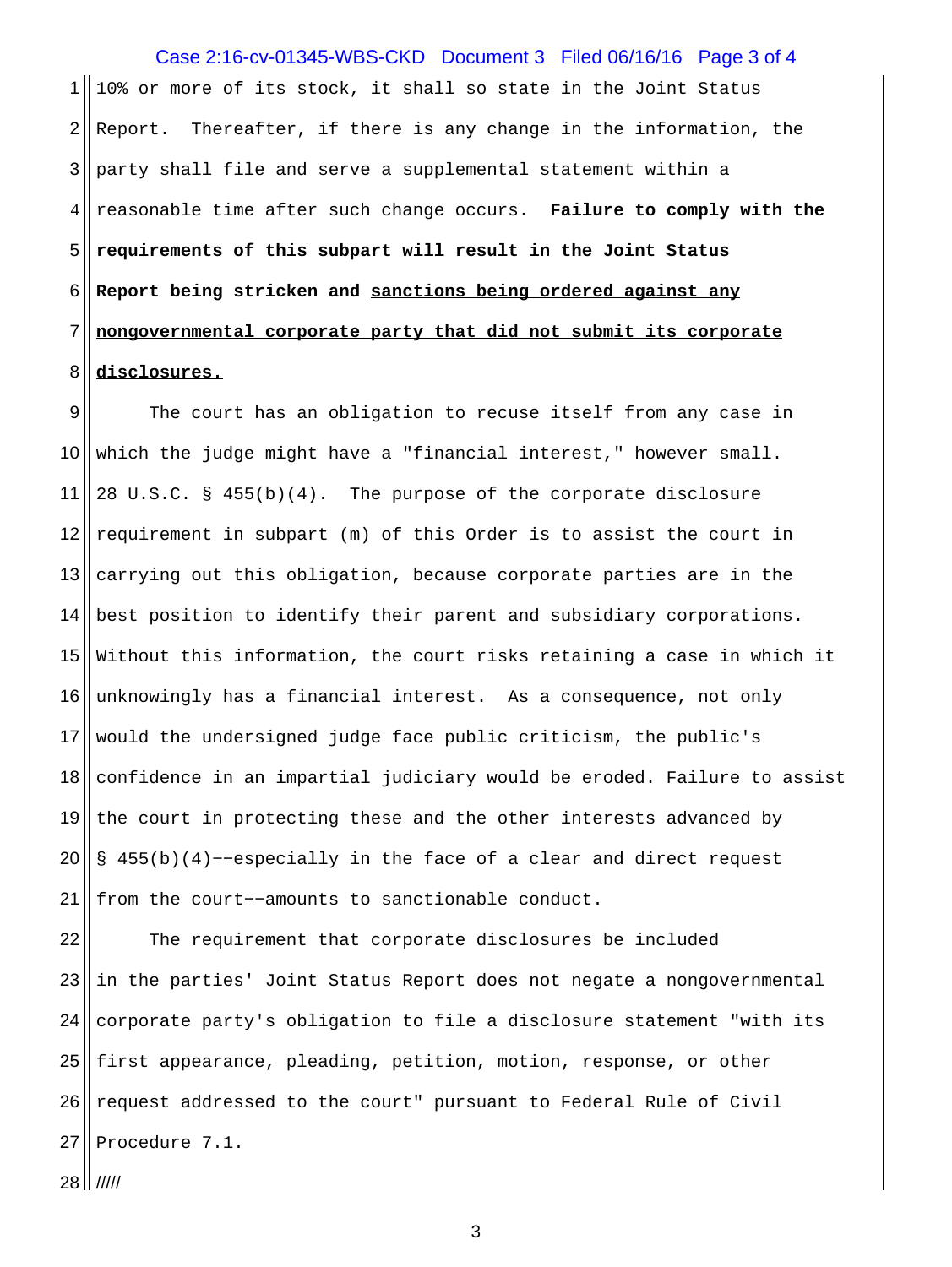10% or more of its stock, it shall so state in the Joint Status Report. Thereafter, if there is any change in the information, the party shall file and serve a supplemental statement within a reasonable time after such change occurs. **Failure to comply with the requirements of this subpart will result in the Joint Status Report being stricken and <u>sanctions being ordered against any nongovernmental corporate party that did not submit its corporate disclosures.</u>**

The court has an obligation to recuse itself from any case in which the judge might have a "financial interest," however small. 28 U.S.C. § 455(b)(4). The purpose of the corporate disclosure requirement in subpart (m) of this Order is to assist the court in carrying out this obligation, because corporate parties are in the best position to identify their parent and subsidiary corporations. Without this information, the court risks retaining a case in which it unknowingly has a financial interest. As a consequence, not only would the undersigned judge face public criticism, the public's confidence in an impartial judiciary would be eroded. Failure to assist the court in protecting these and the other interests advanced by § 455(b)(4)––especially in the face of a clear and direct request from the court––amounts to sanctionable conduct.

The requirement that corporate disclosures be included in the parties' Joint Status Report does not negate a nongovernmental corporate party's obligation to file a disclosure statement "with its first appearance, pleading, petition, motion, response, or other request addressed to the court" pursuant to Federal Rule of Civil Procedure 7.1.

/////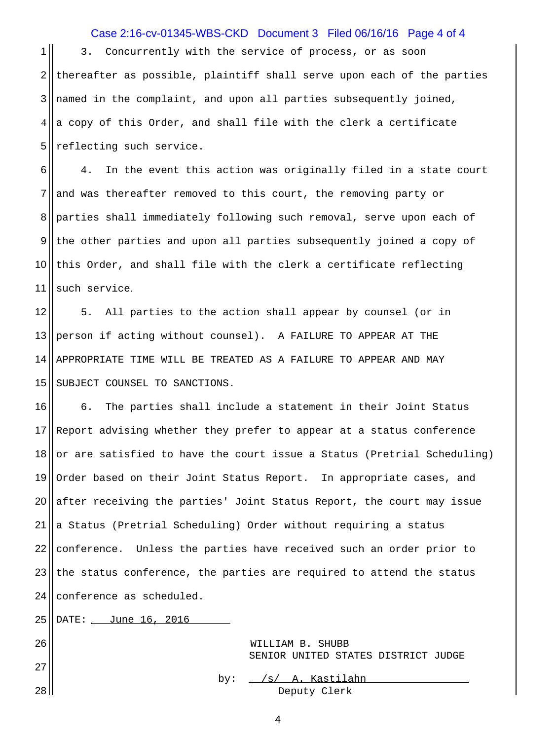3. Concurrently with the service of process, or as soon thereafter as possible, plaintiff shall serve upon each of the parties named in the complaint, and upon all parties subsequently joined, a copy of this Order, and shall file with the clerk a certificate reflecting such service.

4. In the event this action was originally filed in a state court and was thereafter removed to this court, the removing party or parties shall immediately following such removal, serve upon each of the other parties and upon all parties subsequently joined a copy of this Order, and shall file with the clerk a certificate reflecting such service.

5. All parties to the action shall appear by counsel (or in person if acting without counsel). A FAILURE TO APPEAR AT THE APPROPRIATE TIME WILL BE TREATED AS A FAILURE TO APPEAR AND MAY SUBJECT COUNSEL TO SANCTIONS.

6. The parties shall include a statement in their Joint Status Report advising whether they prefer to appear at a status conference or are satisfied to have the court issue a Status (Pretrial Scheduling) Order based on their Joint Status Report. In appropriate cases, and after receiving the parties' Joint Status Report, the court may issue a Status (Pretrial Scheduling) Order without requiring a status conference. Unless the parties have received such an order prior to the status conference, the parties are required to attend the status conference as scheduled.

DATE: June 16, 2016

WILLIAM B. SHUBB
SENIOR UNITED STATES DISTRICT JUDGE

by: /s/ A. Kastilahn
Deputy Clerk